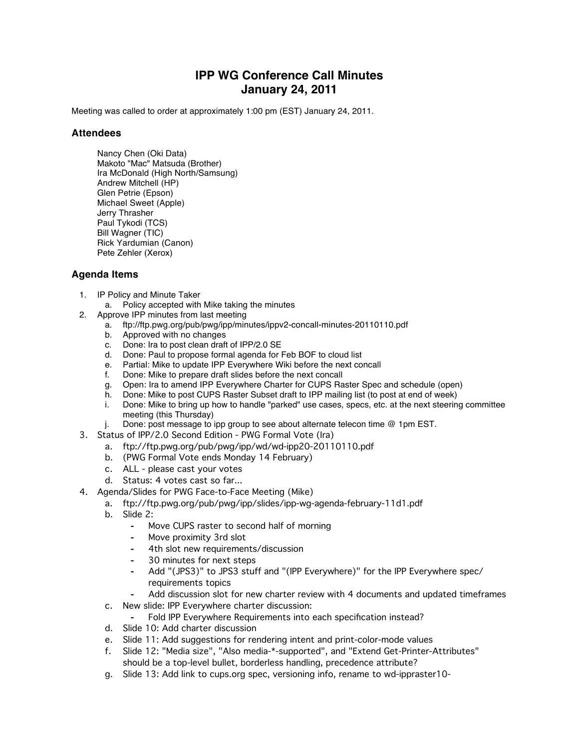# IPP WG Conference Call Minutes
# January 24, 2011

Meeting was called to order at approximately 1:00 pm (EST) January 24, 2011.

## Attendees

Nancy Chen (Oki Data)
Makoto "Mac" Matsuda (Brother)
Ira McDonald (High North/Samsung)
Andrew Mitchell (HP)
Glen Petrie (Epson)
Michael Sweet (Apple)
Jerry Thrasher
Paul Tykodi (TCS)
Bill Wagner (TIC)
Rick Yardumian (Canon)
Pete Zehler (Xerox)

## Agenda Items

1. IP Policy and Minute Taker
   a. Policy accepted with Mike taking the minutes
2. Approve IPP minutes from last meeting
   a. ftp://ftp.pwg.org/pub/pwg/ipp/minutes/ippv2-concall-minutes-20110110.pdf
   b. Approved with no changes
   c. Done: Ira to post clean draft of IPP/2.0 SE
   d. Done: Paul to propose formal agenda for Feb BOF to cloud list
   e. Partial: Mike to update IPP Everywhere Wiki before the next concall
   f. Done: Mike to prepare draft slides before the next concall
   g. Open: Ira to amend IPP Everywhere Charter for CUPS Raster Spec and schedule (open)
   h. Done: Mike to post CUPS Raster Subset draft to IPP mailing list (to post at end of week)
   i. Done: Mike to bring up how to handle "parked" use cases, specs, etc. at the next steering committee meeting (this Thursday)
   j. Done: post message to ipp group to see about alternate telecon time @ 1pm EST.
3. Status of IPP/2.0 Second Edition - PWG Formal Vote (Ira)
   a. ftp://ftp.pwg.org/pub/pwg/ipp/wd/wd-ipp20-20110110.pdf
   b. (PWG Formal Vote ends Monday 14 February)
   c. ALL - please cast your votes
   d. Status: 4 votes cast so far...
4. Agenda/Slides for PWG Face-to-Face Meeting (Mike)
   a. ftp://ftp.pwg.org/pub/pwg/ipp/slides/ipp-wg-agenda-february-11d1.pdf
   b. Slide 2:
      - Move CUPS raster to second half of morning
      - Move proximity 3rd slot
      - 4th slot new requirements/discussion
      - 30 minutes for next steps
      - Add "(JPS3)" to JPS3 stuff and "(IPP Everywhere)" for the IPP Everywhere spec/requirements topics
      - Add discussion slot for new charter review with 4 documents and updated timeframes
   c. New slide: IPP Everywhere charter discussion:
      - Fold IPP Everywhere Requirements into each specification instead?
   d. Slide 10: Add charter discussion
   e. Slide 11: Add suggestions for rendering intent and print-color-mode values
   f. Slide 12: "Media size", "Also media-*-supported", and "Extend Get-Printer-Attributes" should be a top-level bullet, borderless handling, precedence attribute?
   g. Slide 13: Add link to cups.org spec, versioning info, rename to wd-ippraster10-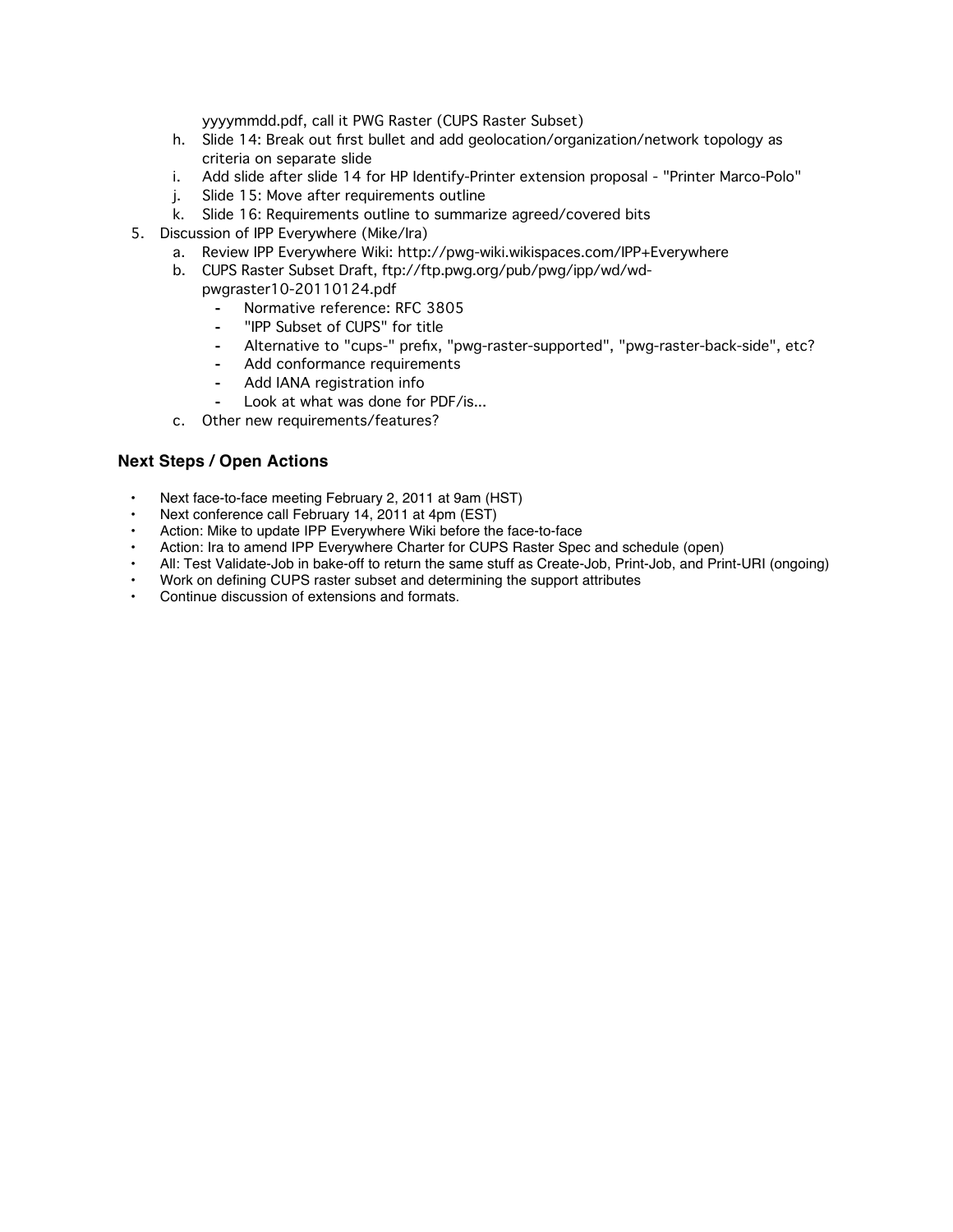yyyymmdd.pdf, call it PWG Raster (CUPS Raster Subset)

   h. Slide 14: Break out first bullet and add geolocation/organization/network topology as criteria on separate slide
   i. Add slide after slide 14 for HP Identify-Printer extension proposal - "Printer Marco-Polo"
   j. Slide 15: Move after requirements outline
   k. Slide 16: Requirements outline to summarize agreed/covered bits

5. Discussion of IPP Everywhere (Mike/Ira)
   a. Review IPP Everywhere Wiki: http://pwg-wiki.wikispaces.com/IPP+Everywhere
   b. CUPS Raster Subset Draft, ftp://ftp.pwg.org/pub/pwg/ipp/wd/wd-pwgraster10-20110124.pdf
      - Normative reference: RFC 3805
      - "IPP Subset of CUPS" for title
      - Alternative to "cups-" prefix, "pwg-raster-supported", "pwg-raster-back-side", etc?
      - Add conformance requirements
      - Add IANA registration info
      - Look at what was done for PDF/is...
   c. Other new requirements/features?

### Next Steps / Open Actions

- Next face-to-face meeting February 2, 2011 at 9am (HST)
- Next conference call February 14, 2011 at 4pm (EST)
- Action: Mike to update IPP Everywhere Wiki before the face-to-face
- Action: Ira to amend IPP Everywhere Charter for CUPS Raster Spec and schedule (open)
- All: Test Validate-Job in bake-off to return the same stuff as Create-Job, Print-Job, and Print-URI (ongoing)
- Work on defining CUPS raster subset and determining the support attributes
- Continue discussion of extensions and formats.